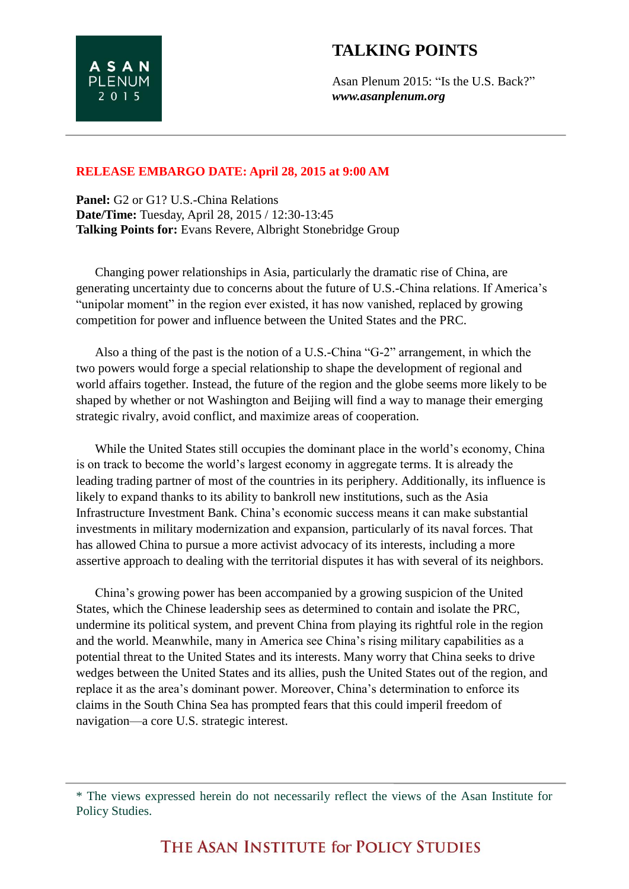# TALKING POINTS

Asan Plenum 2015: "Is the U.S. Back?"
***www.asanplenum.org***

**RELEASE EMBARGO DATE: April 28, 2015 at 9:00 AM**

**Panel:** G2 or G1? U.S.-China Relations
**Date/Time:** Tuesday, April 28, 2015 / 12:30-13:45
**Talking Points for:** Evans Revere, Albright Stonebridge Group

Changing power relationships in Asia, particularly the dramatic rise of China, are generating uncertainty due to concerns about the future of U.S.-China relations. If America's "unipolar moment" in the region ever existed, it has now vanished, replaced by growing competition for power and influence between the United States and the PRC.

Also a thing of the past is the notion of a U.S.-China "G-2" arrangement, in which the two powers would forge a special relationship to shape the development of regional and world affairs together. Instead, the future of the region and the globe seems more likely to be shaped by whether or not Washington and Beijing will find a way to manage their emerging strategic rivalry, avoid conflict, and maximize areas of cooperation.

While the United States still occupies the dominant place in the world's economy, China is on track to become the world's largest economy in aggregate terms. It is already the leading trading partner of most of the countries in its periphery. Additionally, its influence is likely to expand thanks to its ability to bankroll new institutions, such as the Asia Infrastructure Investment Bank. China's economic success means it can make substantial investments in military modernization and expansion, particularly of its naval forces. That has allowed China to pursue a more activist advocacy of its interests, including a more assertive approach to dealing with the territorial disputes it has with several of its neighbors.

China's growing power has been accompanied by a growing suspicion of the United States, which the Chinese leadership sees as determined to contain and isolate the PRC, undermine its political system, and prevent China from playing its rightful role in the region and the world. Meanwhile, many in America see China's rising military capabilities as a potential threat to the United States and its interests. Many worry that China seeks to drive wedges between the United States and its allies, push the United States out of the region, and replace it as the area's dominant power. Moreover, China's determination to enforce its claims in the South China Sea has prompted fears that this could imperil freedom of navigation—a core U.S. strategic interest.

* The views expressed herein do not necessarily reflect the views of the Asan Institute for Policy Studies.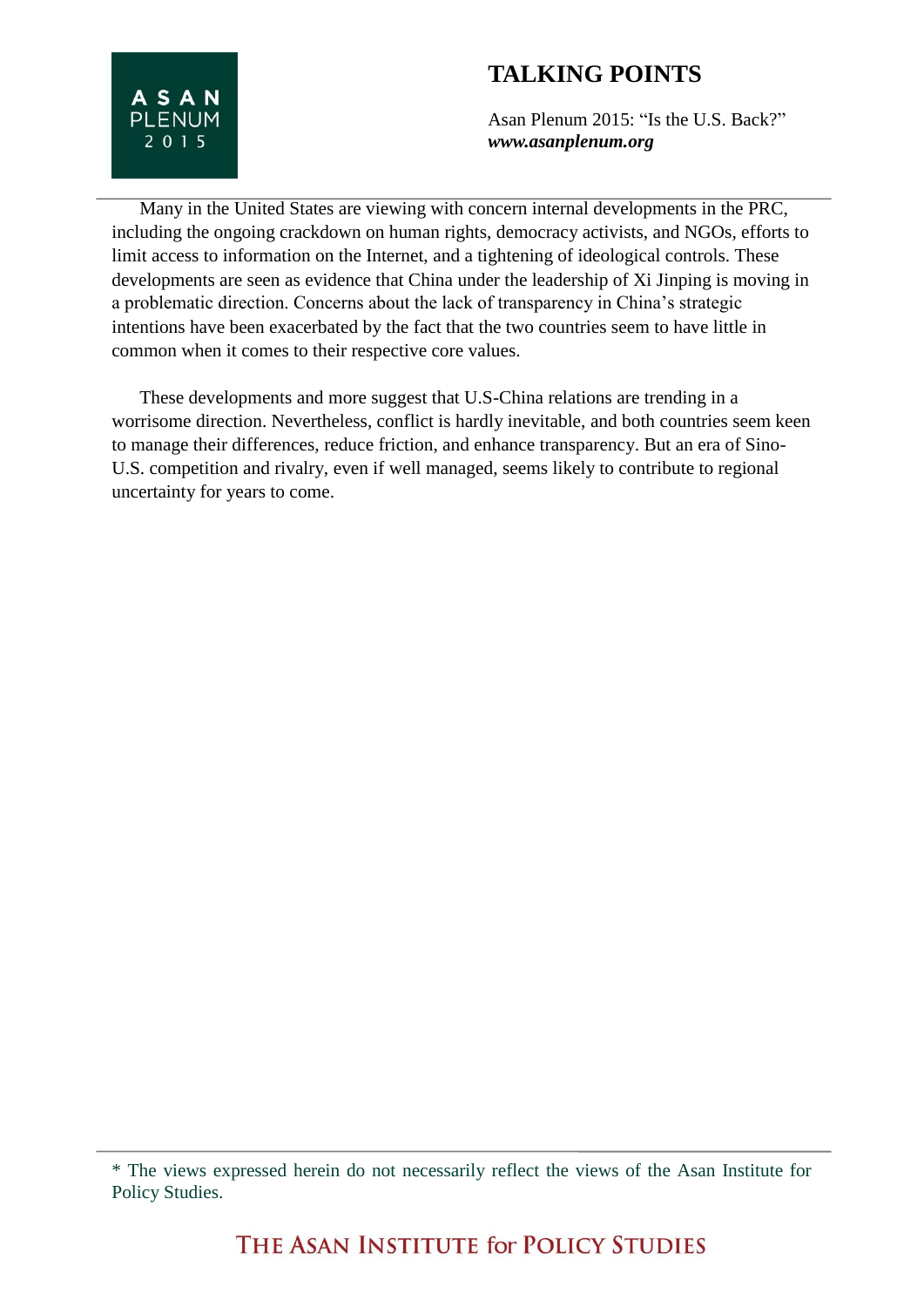Many in the United States are viewing with concern internal developments in the PRC, including the ongoing crackdown on human rights, democracy activists, and NGOs, efforts to limit access to information on the Internet, and a tightening of ideological controls. These developments are seen as evidence that China under the leadership of Xi Jinping is moving in a problematic direction. Concerns about the lack of transparency in China's strategic intentions have been exacerbated by the fact that the two countries seem to have little in common when it comes to their respective core values.

These developments and more suggest that U.S-China relations are trending in a worrisome direction. Nevertheless, conflict is hardly inevitable, and both countries seem keen to manage their differences, reduce friction, and enhance transparency. But an era of Sino-U.S. competition and rivalry, even if well managed, seems likely to contribute to regional uncertainty for years to come.

* The views expressed herein do not necessarily reflect the views of the Asan Institute for Policy Studies.